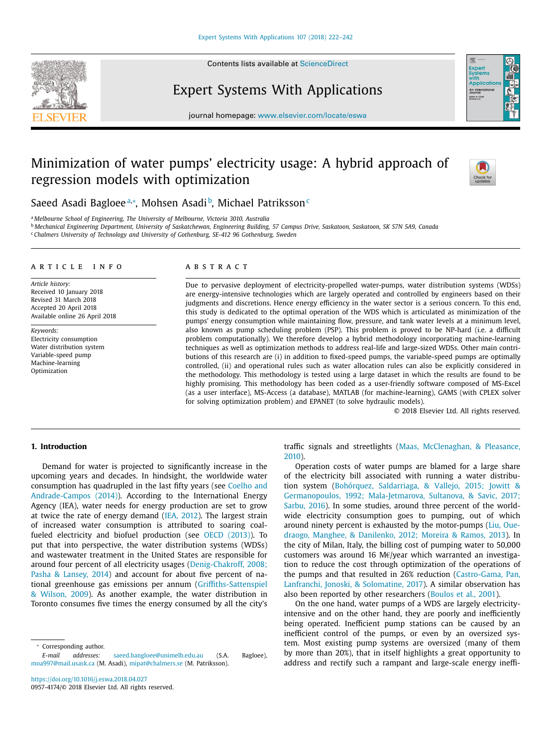# Minimization of water pumps' electricity usage: A hybrid approach of regression models with optimization

Saeed Asadi Bagloee[a,*], Mohsen Asadi[b], Michael Patriksson[c]

[a] Melbourne School of Engineering, The University of Melbourne, Victoria 3010, Australia
[b] Mechanical Engineering Department, University of Saskatchewan, Engineering Building, 57 Campus Drive, Saskatoon, Saskatoon, SK S7N 5A9, Canada
[c] Chalmers University of Technology and University of Gothenburg, SE-412 96 Gothenburg, Sweden

## ARTICLE INFO

*Article history:*
Received 10 January 2018
Revised 31 March 2018
Accepted 20 April 2018
Available online 26 April 2018

*Keywords:*
Electricity consumption
Water distribution system
Variable-speed pump
Machine-learning
Optimization

## ABSTRACT

Due to pervasive deployment of electricity-propelled water-pumps, water distribution systems (WDSs) are energy-intensive technologies which are largely operated and controlled by engineers based on their judgments and discretions. Hence energy efficiency in the water sector is a serious concern. To this end, this study is dedicated to the optimal operation of the WDS which is articulated as minimization of the pumps' energy consumption while maintaining flow, pressure, and tank water levels at a minimum level, also known as pump scheduling problem (PSP). This problem is proved to be NP-hard (i.e. a difficult problem computationally). We therefore develop a hybrid methodology incorporating machine-learning techniques as well as optimization methods to address real-life and large-sized WDSs. Other main contributions of this research are (i) in addition to fixed-speed pumps, the variable-speed pumps are optimally controlled, (ii) and operational rules such as water allocation rules can also be explicitly considered in the methodology. This methodology is tested using a large dataset in which the results are found to be highly promising. This methodology has been coded as a user-friendly software composed of MS-Excel (as a user interface), MS-Access (a database), MATLAB (for machine-learning), GAMS (with CPLEX solver for solving optimization problem) and EPANET (to solve hydraulic models).

© 2018 Elsevier Ltd. All rights reserved.

## 1. Introduction

Demand for water is projected to significantly increase in the upcoming years and decades. In hindsight, the worldwide water consumption has quadrupled in the last fifty years (see Coelho and Andrade-Campos (2014)). According to the International Energy Agency (IEA), water needs for energy production are set to grow at twice the rate of energy demand (IEA, 2012). The largest strain of increased water consumption is attributed to soaring coal-fueled electricity and biofuel production (see OECD (2013)). To put that into perspective, the water distribution systems (WDSs) and wastewater treatment in the United States are responsible for around four percent of all electricity usages (Denig-Chakroff, 2008; Pasha & Lansey, 2014) and account for about five percent of national greenhouse gas emissions per annum (Griffiths-Sattenspiel & Wilson, 2009). As another example, the water distribution in Toronto consumes five times the energy consumed by all the city's traffic signals and streetlights (Maas, McClenaghan, & Pleasance, 2010).

Operation costs of water pumps are blamed for a large share of the electricity bill associated with running a water distribution system (Bohórquez, Saldarriaga, & Vallejo, 2015; Jowitt & Germanopoulos, 1992; Mala-Jetmarova, Sultanova, & Savic, 2017; Sarbu, 2016). In some studies, around three percent of the worldwide electricity consumption goes to pumping, out of which around ninety percent is exhausted by the motor-pumps (Liu, Ouedraogo, Manghee, & Danilenko, 2012; Moreira & Ramos, 2013). In the city of Milan, Italy, the billing cost of pumping water to 50,000 customers was around 16 M€/year which warranted an investigation to reduce the cost through optimization of the operations of the pumps and that resulted in 26% reduction (Castro-Gama, Pan, Lanfranchi, Jonoski, & Solomatine, 2017). A similar observation has also been reported by other researchers (Boulos et al., 2001).

On the one hand, water pumps of a WDS are largely electricity-intensive and on the other hand, they are poorly and inefficiently being operated. Inefficient pump stations can be caused by an inefficient control of the pumps, or even by an oversized system. Most existing pump systems are oversized (many of them by more than 20%), that in itself highlights a great opportunity to address and rectify such a rampant and large-scale energy ineffi-

* Corresponding author.
*E-mail addresses:* saeed.bangloee@unimelb.edu.au (S.A. Bagloee), moa997@mail.usask.ca (M. Asadi), mipat@chalmers.se (M. Patriksson).

https://doi.org/10.1016/j.eswa.2018.04.027
0957-4174/© 2018 Elsevier Ltd. All rights reserved.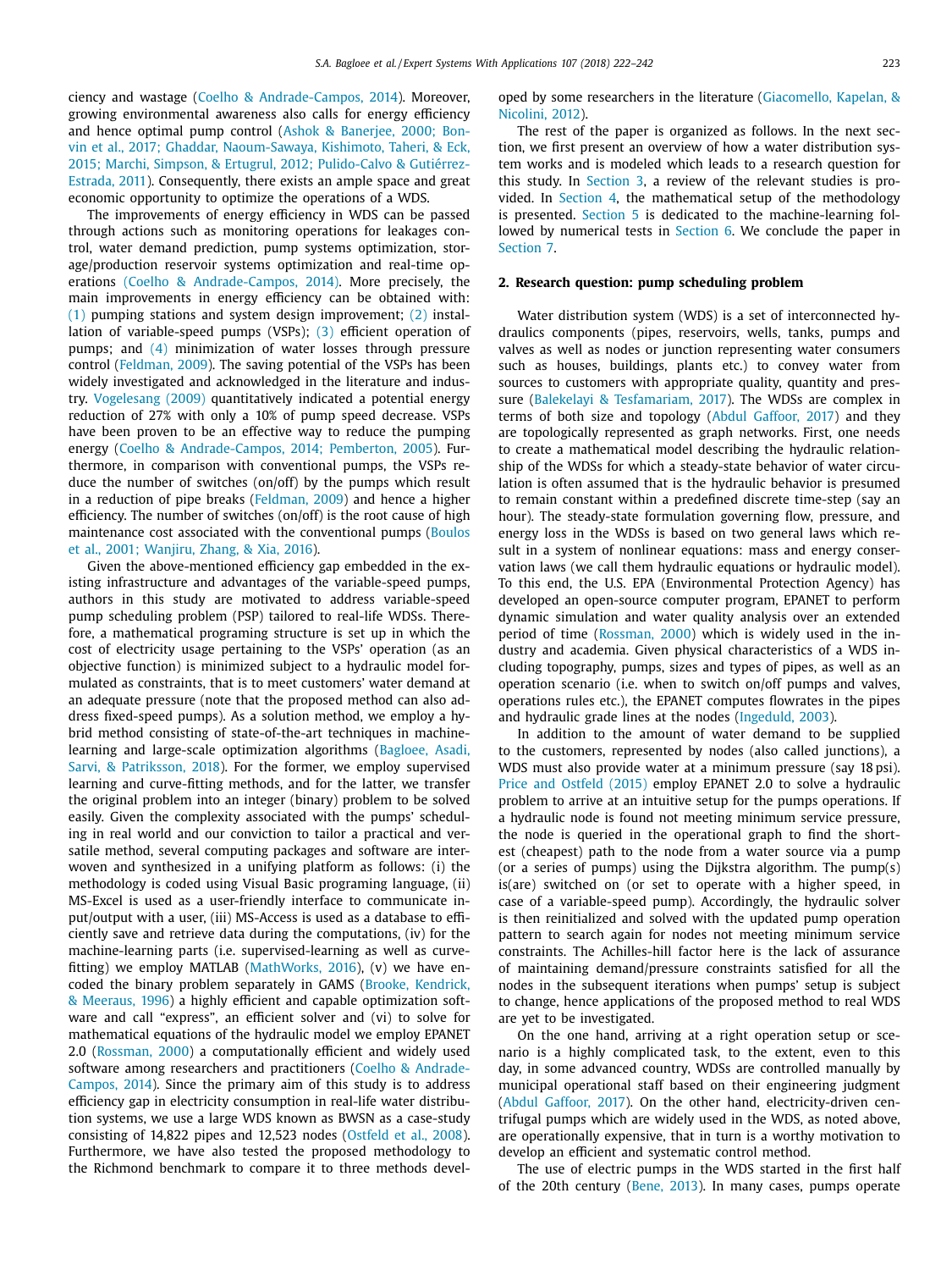ciency and wastage (Coelho & Andrade-Campos, 2014). Moreover, growing environmental awareness also calls for energy efficiency and hence optimal pump control (Ashok & Banerjee, 2000; Bonvin et al., 2017; Ghaddar, Naoum-Sawaya, Kishimoto, Taheri, & Eck, 2015; Marchi, Simpson, & Ertugrul, 2012; Pulido-Calvo & Gutiérrez-Estrada, 2011). Consequently, there exists an ample space and great economic opportunity to optimize the operations of a WDS.

The improvements of energy efficiency in WDS can be passed through actions such as monitoring operations for leakages control, water demand prediction, pump systems optimization, storage/production reservoir systems optimization and real-time operations (Coelho & Andrade-Campos, 2014). More precisely, the main improvements in energy efficiency can be obtained with: (1) pumping stations and system design improvement; (2) installation of variable-speed pumps (VSPs); (3) efficient operation of pumps; and (4) minimization of water losses through pressure control (Feldman, 2009). The saving potential of the VSPs has been widely investigated and acknowledged in the literature and industry. Vogelesang (2009) quantitatively indicated a potential energy reduction of 27% with only a 10% of pump speed decrease. VSPs have been proven to be an effective way to reduce the pumping energy (Coelho & Andrade-Campos, 2014; Pemberton, 2005). Furthermore, in comparison with conventional pumps, the VSPs reduce the number of switches (on/off) by the pumps which result in a reduction of pipe breaks (Feldman, 2009) and hence a higher efficiency. The number of switches (on/off) is the root cause of high maintenance cost associated with the conventional pumps (Boulos et al., 2001; Wanjiru, Zhang, & Xia, 2016).

Given the above-mentioned efficiency gap embedded in the existing infrastructure and advantages of the variable-speed pumps, authors in this study are motivated to address variable-speed pump scheduling problem (PSP) tailored to real-life WDSs. Therefore, a mathematical programing structure is set up in which the cost of electricity usage pertaining to the VSPs' operation (as an objective function) is minimized subject to a hydraulic model formulated as constraints, that is to meet customers' water demand at an adequate pressure (note that the proposed method can also address fixed-speed pumps). As a solution method, we employ a hybrid method consisting of state-of-the-art techniques in machine-learning and large-scale optimization algorithms (Bagloee, Asadi, Sarvi, & Patriksson, 2018). For the former, we employ supervised learning and curve-fitting methods, and for the latter, we transfer the original problem into an integer (binary) problem to be solved easily. Given the complexity associated with the pumps' scheduling in real world and our conviction to tailor a practical and versatile method, several computing packages and software are interwoven and synthesized in a unifying platform as follows: (i) the methodology is coded using Visual Basic programing language, (ii) MS-Excel is used as a user-friendly interface to communicate input/output with a user, (iii) MS-Access is used as a database to efficiently save and retrieve data during the computations, (iv) for the machine-learning parts (i.e. supervised-learning as well as curve-fitting) we employ MATLAB (MathWorks, 2016), (v) we have encoded the binary problem separately in GAMS (Brooke, Kendrick, & Meeraus, 1996) a highly efficient and capable optimization software and call "express", an efficient solver and (vi) to solve for mathematical equations of the hydraulic model we employ EPANET 2.0 (Rossman, 2000) a computationally efficient and widely used software among researchers and practitioners (Coelho & Andrade-Campos, 2014). Since the primary aim of this study is to address efficiency gap in electricity consumption in real-life water distribution systems, we use a large WDS known as BWSN as a case-study consisting of 14,822 pipes and 12,523 nodes (Ostfeld et al., 2008). Furthermore, we have also tested the proposed methodology to the Richmond benchmark to compare it to three methods developed by some researchers in the literature (Giacomello, Kapelan, & Nicolini, 2012).

The rest of the paper is organized as follows. In the next section, we first present an overview of how a water distribution system works and is modeled which leads to a research question for this study. In Section 3, a review of the relevant studies is provided. In Section 4, the mathematical setup of the methodology is presented. Section 5 is dedicated to the machine-learning followed by numerical tests in Section 6. We conclude the paper in Section 7.

## 2. Research question: pump scheduling problem

Water distribution system (WDS) is a set of interconnected hydraulics components (pipes, reservoirs, wells, tanks, pumps and valves as well as nodes or junction representing water consumers such as houses, buildings, plants etc.) to convey water from sources to customers with appropriate quality, quantity and pressure (Balekelayi & Tesfamariam, 2017). The WDSs are complex in terms of both size and topology (Abdul Gaffoor, 2017) and they are topologically represented as graph networks. First, one needs to create a mathematical model describing the hydraulic relationship of the WDSs for which a steady-state behavior of water circulation is often assumed that is the hydraulic behavior is presumed to remain constant within a predefined discrete time-step (say an hour). The steady-state formulation governing flow, pressure, and energy loss in the WDSs is based on two general laws which result in a system of nonlinear equations: mass and energy conservation laws (we call them hydraulic equations or hydraulic model). To this end, the U.S. EPA (Environmental Protection Agency) has developed an open-source computer program, EPANET to perform dynamic simulation and water quality analysis over an extended period of time (Rossman, 2000) which is widely used in the industry and academia. Given physical characteristics of a WDS including topography, pumps, sizes and types of pipes, as well as an operation scenario (i.e. when to switch on/off pumps and valves, operations rules etc.), the EPANET computes flowrates in the pipes and hydraulic grade lines at the nodes (Ingeduld, 2003).

In addition to the amount of water demand to be supplied to the customers, represented by nodes (also called junctions), a WDS must also provide water at a minimum pressure (say 18 psi). Price and Ostfeld (2015) employ EPANET 2.0 to solve a hydraulic problem to arrive at an intuitive setup for the pumps operations. If a hydraulic node is found not meeting minimum service pressure, the node is queried in the operational graph to find the shortest (cheapest) path to the node from a water source via a pump (or a series of pumps) using the Dijkstra algorithm. The pump(s) is(are) switched on (or set to operate with a higher speed, in case of a variable-speed pump). Accordingly, the hydraulic solver is then reinitialized and solved with the updated pump operation pattern to search again for nodes not meeting minimum service constraints. The Achilles-hill factor here is the lack of assurance of maintaining demand/pressure constraints satisfied for all the nodes in the subsequent iterations when pumps' setup is subject to change, hence applications of the proposed method to real WDS are yet to be investigated.

On the one hand, arriving at a right operation setup or scenario is a highly complicated task, to the extent, even to this day, in some advanced country, WDSs are controlled manually by municipal operational staff based on their engineering judgment (Abdul Gaffoor, 2017). On the other hand, electricity-driven centrifugal pumps which are widely used in the WDS, as noted above, are operationally expensive, that in turn is a worthy motivation to develop an efficient and systematic control method.

The use of electric pumps in the WDS started in the first half of the 20th century (Bene, 2013). In many cases, pumps operate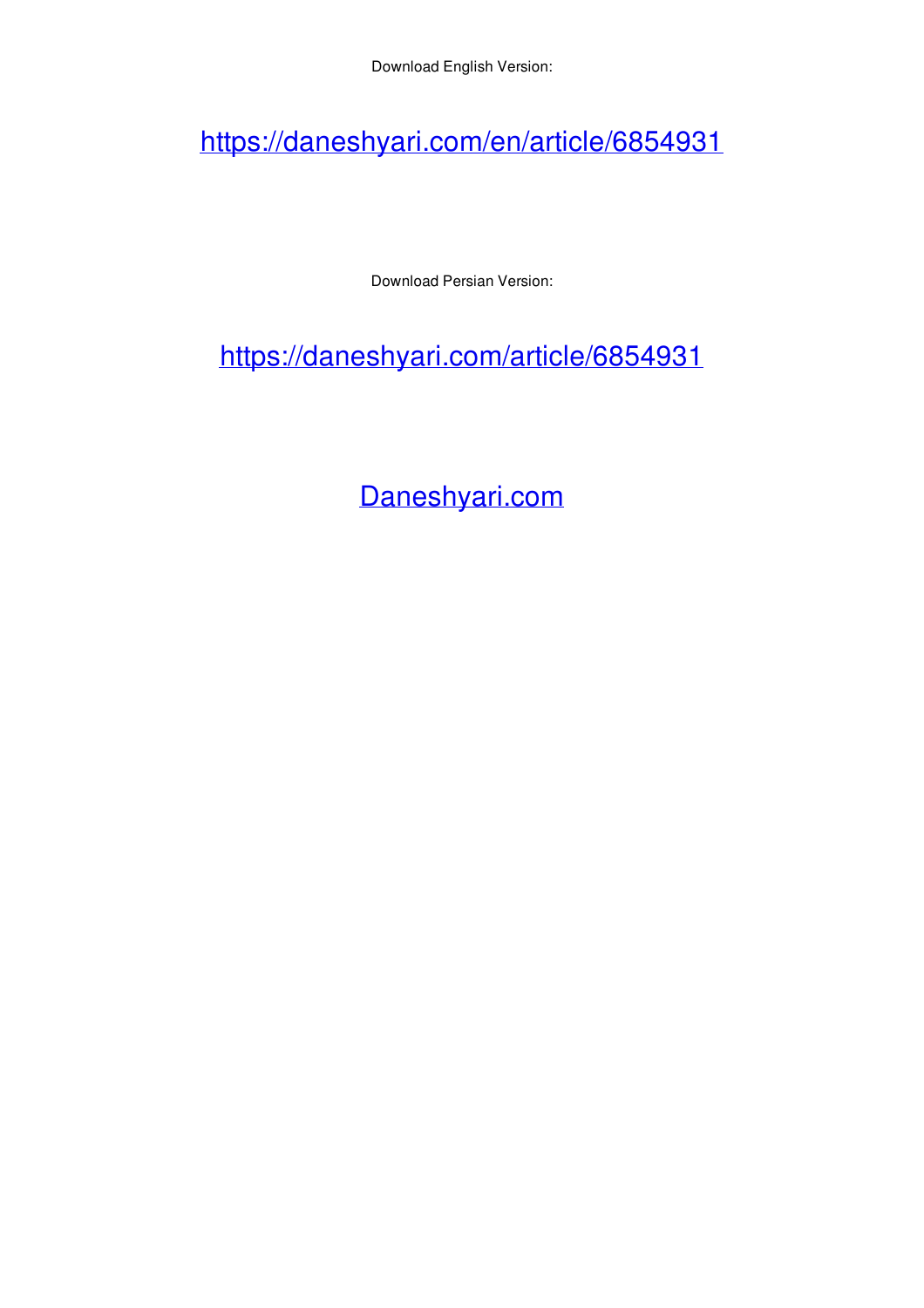Download English Version:

https://daneshyari.com/en/article/6854931

Download Persian Version:

https://daneshyari.com/article/6854931

Daneshyari.com